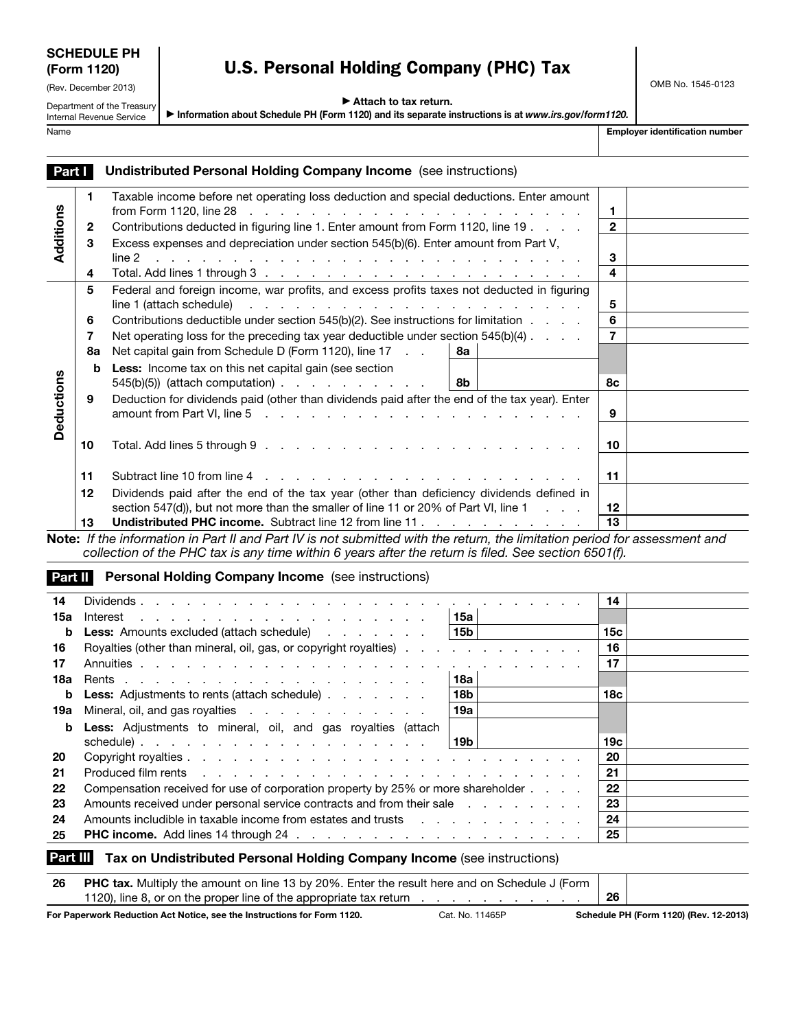**SCHEDULE PH (Form 1120)**
(Rev. December 2013)
Department of the Treasury
Internal Revenue Service

# U.S. Personal Holding Company (PHC) Tax

▶ Attach to tax return.
▶ Information about Schedule PH (Form 1120) and its separate instructions is at *www.irs.gov/form1120.*

OMB No. 1545-0123

| Name | Employer identification number |
|---|---|
| | |

## Part I Undistributed Personal Holding Company Income (see instructions)

| Section | Line | Description | | | Line | Amount |
|---|---|---|---|---|---|---|
| Additions | 1 | Taxable income before net operating loss deduction and special deductions. Enter amount from Form 1120, line 28 | | | 1 | |
| | 2 | Contributions deducted in figuring line 1. Enter amount from Form 1120, line 19 | | | 2 | |
| | 3 | Excess expenses and depreciation under section 545(b)(6). Enter amount from Part V, line 2 | | | 3 | |
| | 4 | Total. Add lines 1 through 3 | | | 4 | |
| Deductions | 5 | Federal and foreign income, war profits, and excess profits taxes not deducted in figuring line 1 (attach schedule) | | | 5 | |
| | 6 | Contributions deductible under section 545(b)(2). See instructions for limitation | | | 6 | |
| | 7 | Net operating loss for the preceding tax year deductible under section 545(b)(4) | | | 7 | |
| | 8a | Net capital gain from Schedule D (Form 1120), line 17 | 8a | | | |
| | b | **Less:** Income tax on this net capital gain (see section 545(b)(5)) (attach computation) | 8b | | 8c | |
| | 9 | Deduction for dividends paid (other than dividends paid after the end of the tax year). Enter amount from Part VI, line 5 | | | 9 | |
| | 10 | Total. Add lines 5 through 9 | | | 10 | |
| | 11 | Subtract line 10 from line 4 | | | 11 | |
| | 12 | Dividends paid after the end of the tax year (other than deficiency dividends defined in section 547(d)), but not more than the smaller of line 11 or 20% of Part VI, line 1 | | | 12 | |
| | 13 | **Undistributed PHC income.** Subtract line 12 from line 11 | | | 13 | |

**Note:** *If the information in Part II and Part IV is not submitted with the return, the limitation period for assessment and collection of the PHC tax is any time within 6 years after the return is filed. See section 6501(f).*

## Part II Personal Holding Company Income (see instructions)

| Line | Description | | | Line | Amount |
|---|---|---|---|---|---|
| 14 | Dividends | | | 14 | |
| 15a | Interest | 15a | | | |
| b | **Less:** Amounts excluded (attach schedule) | 15b | | 15c | |
| 16 | Royalties (other than mineral, oil, gas, or copyright royalties) | | | 16 | |
| 17 | Annuities | | | 17 | |
| 18a | Rents | 18a | | | |
| b | **Less:** Adjustments to rents (attach schedule) | 18b | | 18c | |
| 19a | Mineral, oil, and gas royalties | 19a | | | |
| b | **Less:** Adjustments to mineral, oil, and gas royalties (attach schedule) | 19b | | 19c | |
| 20 | Copyright royalties | | | 20 | |
| 21 | Produced film rents | | | 21 | |
| 22 | Compensation received for use of corporation property by 25% or more shareholder | | | 22 | |
| 23 | Amounts received under personal service contracts and from their sale | | | 23 | |
| 24 | Amounts includible in taxable income from estates and trusts | | | 24 | |
| 25 | **PHC income.** Add lines 14 through 24 | | | 25 | |

## Part III Tax on Undistributed Personal Holding Company Income (see instructions)

| Line | Description | Line | Amount |
|---|---|---|---|
| 26 | **PHC tax.** Multiply the amount on line 13 by 20%. Enter the result here and on Schedule J (Form 1120), line 8, or on the proper line of the appropriate tax return | 26 | |

For Paperwork Reduction Act Notice, see the Instructions for Form 1120. Cat. No. 11465P Schedule PH (Form 1120) (Rev. 12-2013)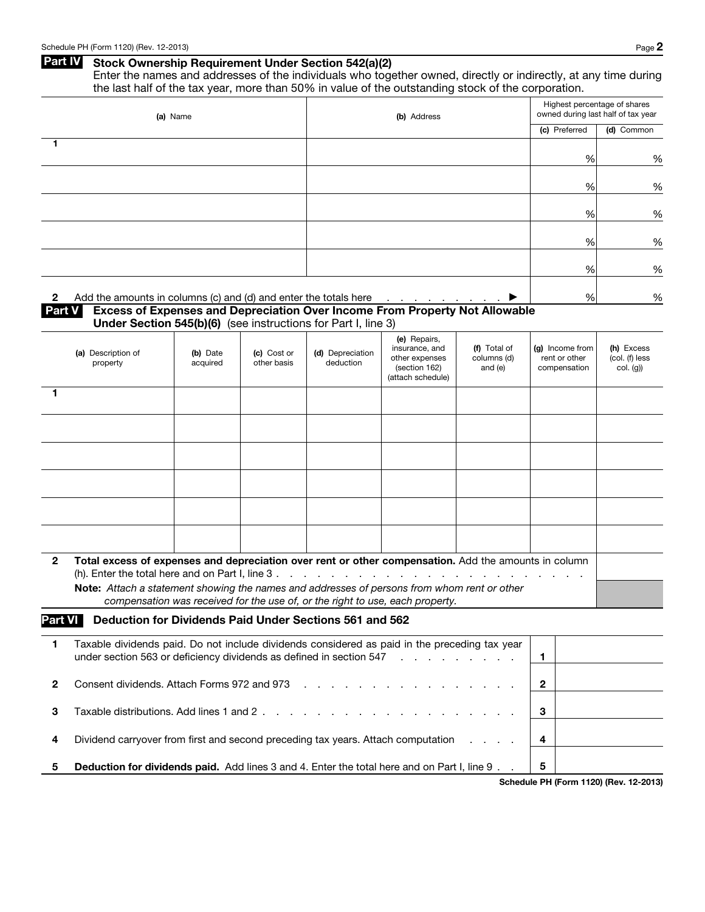## Part IV Stock Ownership Requirement Under Section 542(a)(2)

Enter the names and addresses of the individuals who together owned, directly or indirectly, at any time during the last half of the tax year, more than 50% in value of the outstanding stock of the corporation.

| | (a) Name | (b) Address | Highest percentage of shares owned during last half of tax year | |
|---|---|---|---|---|
| | | | (c) Preferred | (d) Common |
| 1 | | | % | % |
| | | | % | % |
| | | | % | % |
| | | | % | % |
| | | | % | % |
| 2 | Add the amounts in columns (c) and (d) and enter the totals here . . . . . . . . . . ▶ | | % | % |

## Part V Excess of Expenses and Depreciation Over Income From Property Not Allowable Under Section 545(b)(6) (see instructions for Part I, line 3)

| | (a) Description of property | (b) Date acquired | (c) Cost or other basis | (d) Depreciation deduction | (e) Repairs, insurance, and other expenses (section 162) (attach schedule) | (f) Total of columns (d) and (e) | (g) Income from rent or other compensation | (h) Excess (col. (f) less col. (g)) |
|---|---|---|---|---|---|---|---|---|
| 1 | | | | | | | | |
| | | | | | | | | |
| | | | | | | | | |
| | | | | | | | | |
| | | | | | | | | |
| | | | | | | | | |

**2 Total excess of expenses and depreciation over rent or other compensation.** Add the amounts in column (h). Enter the total here and on Part I, line 3 . . . . . . . . . . . . . . . . . . . . . . . . .

**Note:** *Attach a statement showing the names and addresses of persons from whom rent or other compensation was received for the use of, or the right to use, each property.*

## Part VI Deduction for Dividends Paid Under Sections 561 and 562

| | | | |
|---|---|---|---|
| 1 | Taxable dividends paid. Do not include dividends considered as paid in the preceding tax year under section 563 or deficiency dividends as defined in section 547 . . . . . . . . . . | 1 | |
| 2 | Consent dividends. Attach Forms 972 and 973 . . . . . . . . . . . . . . . . . . | 2 | |
| 3 | Taxable distributions. Add lines 1 and 2 . . . . . . . . . . . . . . . . . . . . . . . | 3 | |
| 4 | Dividend carryover from first and second preceding tax years. Attach computation . . . . | 4 | |
| 5 | **Deduction for dividends paid.** Add lines 3 and 4. Enter the total here and on Part I, line 9 . . | 5 | |

Schedule PH (Form 1120) (Rev. 12-2013)